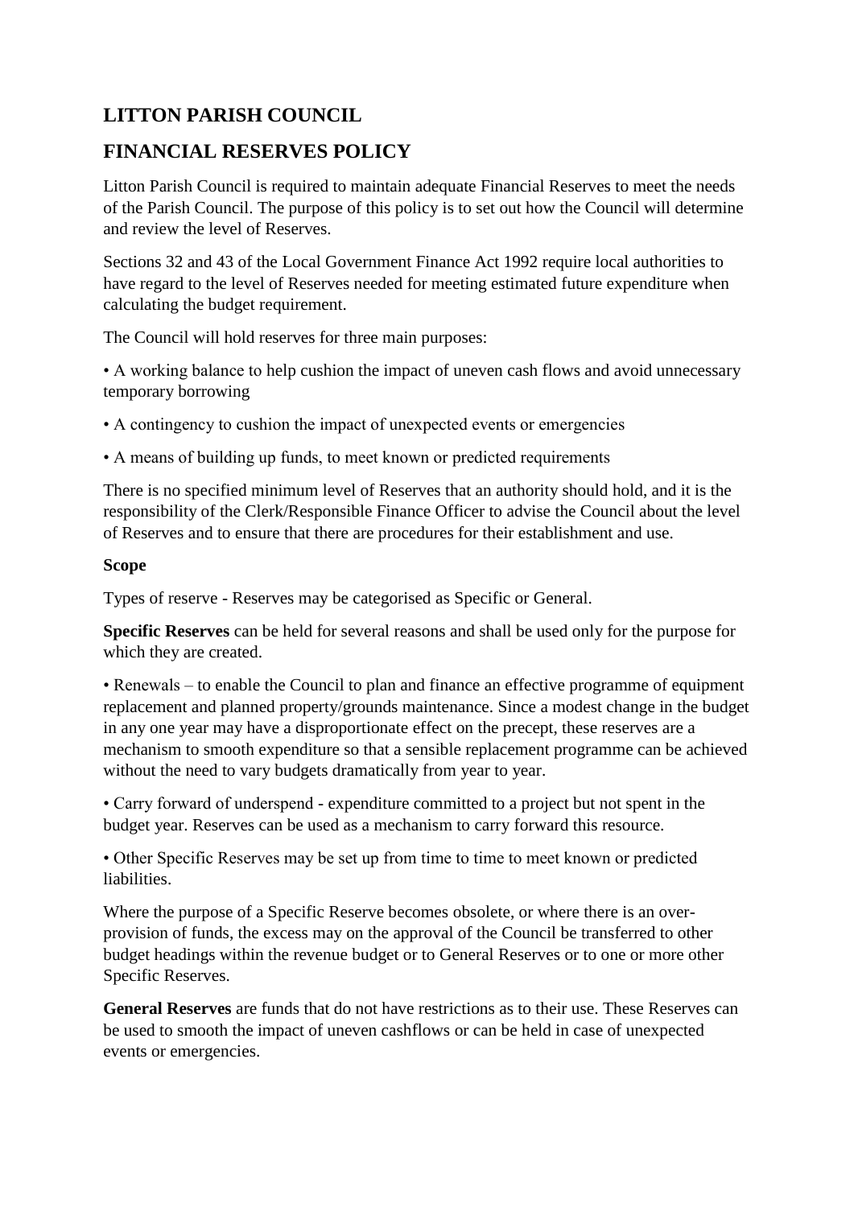# LITTON PARISH COUNCIL

## FINANCIAL RESERVES POLICY

Litton Parish Council is required to maintain adequate Financial Reserves to meet the needs of the Parish Council. The purpose of this policy is to set out how the Council will determine and review the level of Reserves.

Sections 32 and 43 of the Local Government Finance Act 1992 require local authorities to have regard to the level of Reserves needed for meeting estimated future expenditure when calculating the budget requirement.

The Council will hold reserves for three main purposes:

• A working balance to help cushion the impact of uneven cash flows and avoid unnecessary temporary borrowing

• A contingency to cushion the impact of unexpected events or emergencies

• A means of building up funds, to meet known or predicted requirements

There is no specified minimum level of Reserves that an authority should hold, and it is the responsibility of the Clerk/Responsible Finance Officer to advise the Council about the level of Reserves and to ensure that there are procedures for their establishment and use.

**Scope**

Types of reserve - Reserves may be categorised as Specific or General.

**Specific Reserves** can be held for several reasons and shall be used only for the purpose for which they are created.

• Renewals – to enable the Council to plan and finance an effective programme of equipment replacement and planned property/grounds maintenance. Since a modest change in the budget in any one year may have a disproportionate effect on the precept, these reserves are a mechanism to smooth expenditure so that a sensible replacement programme can be achieved without the need to vary budgets dramatically from year to year.

• Carry forward of underspend - expenditure committed to a project but not spent in the budget year. Reserves can be used as a mechanism to carry forward this resource.

• Other Specific Reserves may be set up from time to time to meet known or predicted liabilities.

Where the purpose of a Specific Reserve becomes obsolete, or where there is an over-provision of funds, the excess may on the approval of the Council be transferred to other budget headings within the revenue budget or to General Reserves or to one or more other Specific Reserves.

**General Reserves** are funds that do not have restrictions as to their use. These Reserves can be used to smooth the impact of uneven cashflows or can be held in case of unexpected events or emergencies.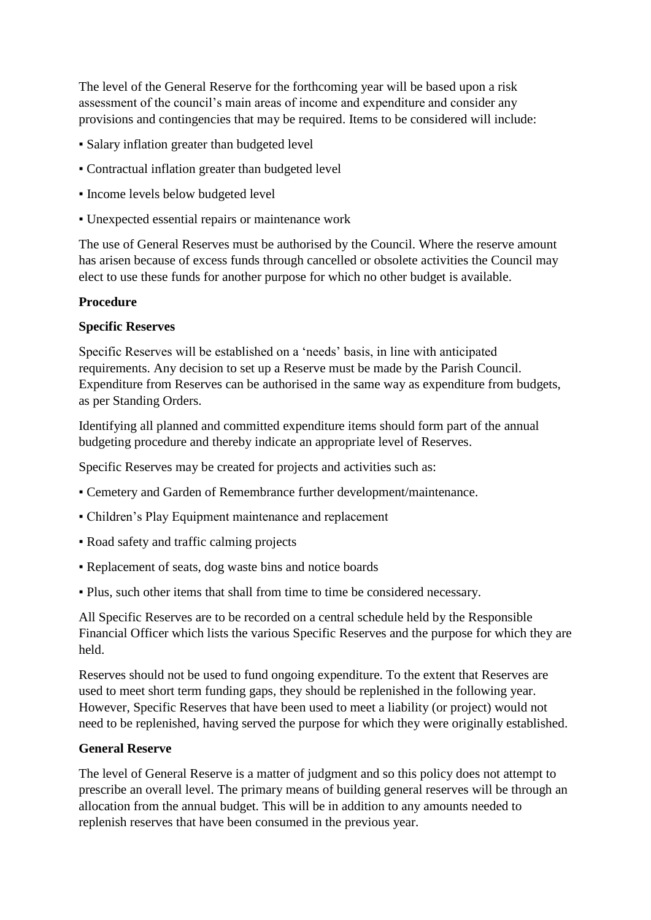The level of the General Reserve for the forthcoming year will be based upon a risk assessment of the council's main areas of income and expenditure and consider any provisions and contingencies that may be required. Items to be considered will include:

- Salary inflation greater than budgeted level
- Contractual inflation greater than budgeted level
- Income levels below budgeted level
- Unexpected essential repairs or maintenance work

The use of General Reserves must be authorised by the Council. Where the reserve amount has arisen because of excess funds through cancelled or obsolete activities the Council may elect to use these funds for another purpose for which no other budget is available.

**Procedure**

**Specific Reserves**

Specific Reserves will be established on a 'needs' basis, in line with anticipated requirements. Any decision to set up a Reserve must be made by the Parish Council. Expenditure from Reserves can be authorised in the same way as expenditure from budgets, as per Standing Orders.

Identifying all planned and committed expenditure items should form part of the annual budgeting procedure and thereby indicate an appropriate level of Reserves.

Specific Reserves may be created for projects and activities such as:

- Cemetery and Garden of Remembrance further development/maintenance.
- Children's Play Equipment maintenance and replacement
- Road safety and traffic calming projects
- Replacement of seats, dog waste bins and notice boards
- Plus, such other items that shall from time to time be considered necessary.

All Specific Reserves are to be recorded on a central schedule held by the Responsible Financial Officer which lists the various Specific Reserves and the purpose for which they are held.

Reserves should not be used to fund ongoing expenditure. To the extent that Reserves are used to meet short term funding gaps, they should be replenished in the following year. However, Specific Reserves that have been used to meet a liability (or project) would not need to be replenished, having served the purpose for which they were originally established.

**General Reserve**

The level of General Reserve is a matter of judgment and so this policy does not attempt to prescribe an overall level. The primary means of building general reserves will be through an allocation from the annual budget. This will be in addition to any amounts needed to replenish reserves that have been consumed in the previous year.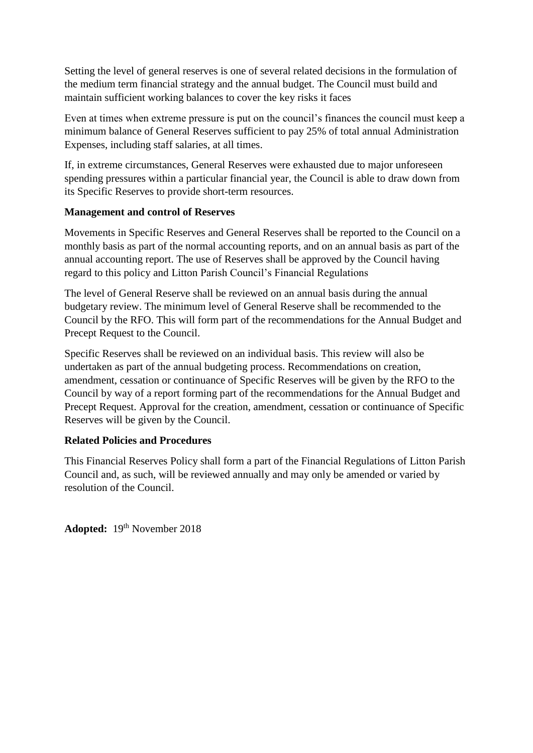Setting the level of general reserves is one of several related decisions in the formulation of the medium term financial strategy and the annual budget. The Council must build and maintain sufficient working balances to cover the key risks it faces

Even at times when extreme pressure is put on the council's finances the council must keep a minimum balance of General Reserves sufficient to pay 25% of total annual Administration Expenses, including staff salaries, at all times.

If, in extreme circumstances, General Reserves were exhausted due to major unforeseen spending pressures within a particular financial year, the Council is able to draw down from its Specific Reserves to provide short-term resources.

**Management and control of Reserves**

Movements in Specific Reserves and General Reserves shall be reported to the Council on a monthly basis as part of the normal accounting reports, and on an annual basis as part of the annual accounting report. The use of Reserves shall be approved by the Council having regard to this policy and Litton Parish Council's Financial Regulations

The level of General Reserve shall be reviewed on an annual basis during the annual budgetary review. The minimum level of General Reserve shall be recommended to the Council by the RFO. This will form part of the recommendations for the Annual Budget and Precept Request to the Council.

Specific Reserves shall be reviewed on an individual basis. This review will also be undertaken as part of the annual budgeting process. Recommendations on creation, amendment, cessation or continuance of Specific Reserves will be given by the RFO to the Council by way of a report forming part of the recommendations for the Annual Budget and Precept Request. Approval for the creation, amendment, cessation or continuance of Specific Reserves will be given by the Council.

**Related Policies and Procedures**

This Financial Reserves Policy shall form a part of the Financial Regulations of Litton Parish Council and, as such, will be reviewed annually and may only be amended or varied by resolution of the Council.

**Adopted:** 19th November 2018